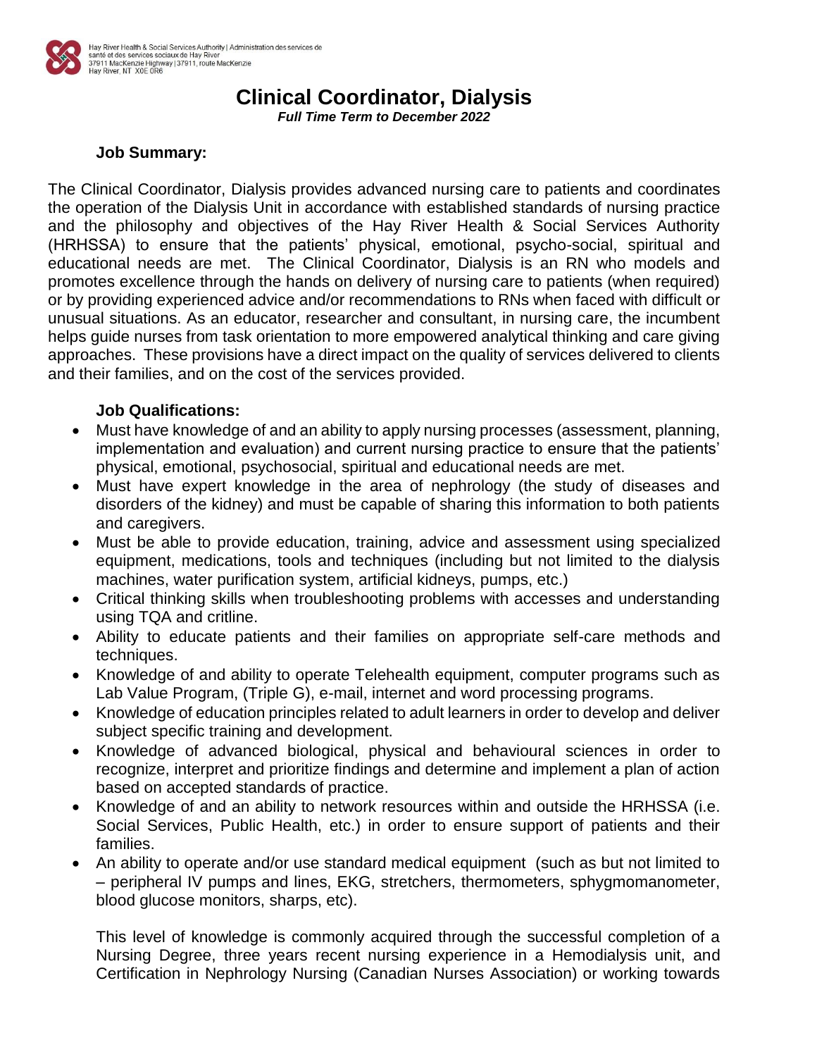Hay River Health & Social Services Authority | Administration des services de santé et des services sociaux de Hay River
37911 MacKenzie Highway | 37911, route MacKenzie
Hay River, NT X0E 0R6

# Clinical Coordinator, Dialysis

***Full Time Term to December 2022***

**Job Summary:**

The Clinical Coordinator, Dialysis provides advanced nursing care to patients and coordinates the operation of the Dialysis Unit in accordance with established standards of nursing practice and the philosophy and objectives of the Hay River Health & Social Services Authority (HRHSSA) to ensure that the patients' physical, emotional, psycho-social, spiritual and educational needs are met. The Clinical Coordinator, Dialysis is an RN who models and promotes excellence through the hands on delivery of nursing care to patients (when required) or by providing experienced advice and/or recommendations to RNs when faced with difficult or unusual situations. As an educator, researcher and consultant, in nursing care, the incumbent helps guide nurses from task orientation to more empowered analytical thinking and care giving approaches. These provisions have a direct impact on the quality of services delivered to clients and their families, and on the cost of the services provided.

**Job Qualifications:**

- Must have knowledge of and an ability to apply nursing processes (assessment, planning, implementation and evaluation) and current nursing practice to ensure that the patients' physical, emotional, psychosocial, spiritual and educational needs are met.
- Must have expert knowledge in the area of nephrology (the study of diseases and disorders of the kidney) and must be capable of sharing this information to both patients and caregivers.
- Must be able to provide education, training, advice and assessment using specialized equipment, medications, tools and techniques (including but not limited to the dialysis machines, water purification system, artificial kidneys, pumps, etc.)
- Critical thinking skills when troubleshooting problems with accesses and understanding using TQA and critline.
- Ability to educate patients and their families on appropriate self-care methods and techniques.
- Knowledge of and ability to operate Telehealth equipment, computer programs such as Lab Value Program, (Triple G), e-mail, internet and word processing programs.
- Knowledge of education principles related to adult learners in order to develop and deliver subject specific training and development.
- Knowledge of advanced biological, physical and behavioural sciences in order to recognize, interpret and prioritize findings and determine and implement a plan of action based on accepted standards of practice.
- Knowledge of and an ability to network resources within and outside the HRHSSA (i.e. Social Services, Public Health, etc.) in order to ensure support of patients and their families.
- An ability to operate and/or use standard medical equipment (such as but not limited to – peripheral IV pumps and lines, EKG, stretchers, thermometers, sphygmomanometer, blood glucose monitors, sharps, etc).

This level of knowledge is commonly acquired through the successful completion of a Nursing Degree, three years recent nursing experience in a Hemodialysis unit, and Certification in Nephrology Nursing (Canadian Nurses Association) or working towards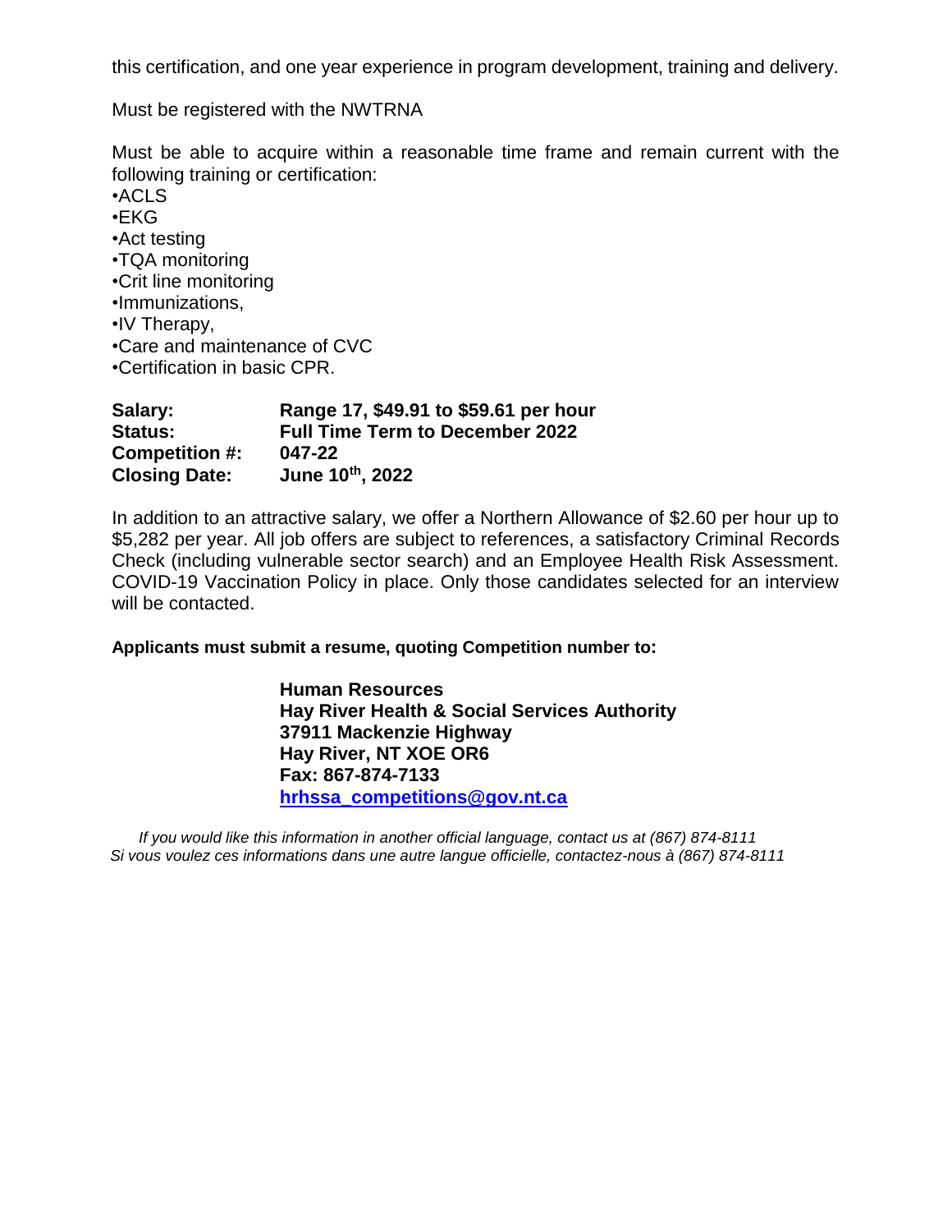this certification, and one year experience in program development, training and delivery.

Must be registered with the NWTRNA

Must be able to acquire within a reasonable time frame and remain current with the following training or certification:

- •ACLS
- •EKG
- •Act testing
- •TQA monitoring
- •Crit line monitoring
- •Immunizations,
- •IV Therapy,
- •Care and maintenance of CVC
- •Certification in basic CPR.

**Salary:** **Range 17, $49.91 to $59.61 per hour**
**Status:** **Full Time Term to December 2022**
**Competition #:** **047-22**
**Closing Date:** **June 10th, 2022**

In addition to an attractive salary, we offer a Northern Allowance of $2.60 per hour up to $5,282 per year. All job offers are subject to references, a satisfactory Criminal Records Check (including vulnerable sector search) and an Employee Health Risk Assessment. COVID-19 Vaccination Policy in place. Only those candidates selected for an interview will be contacted.

**Applicants must submit a resume, quoting Competition number to:**

**Human Resources**
**Hay River Health & Social Services Authority**
**37911 Mackenzie Highway**
**Hay River, NT XOE OR6**
**Fax: 867-874-7133**
**hrhssa_competitions@gov.nt.ca**

*If you would like this information in another official language, contact us at (867) 874-8111*
*Si vous voulez ces informations dans une autre langue officielle, contactez-nous à (867) 874-8111*